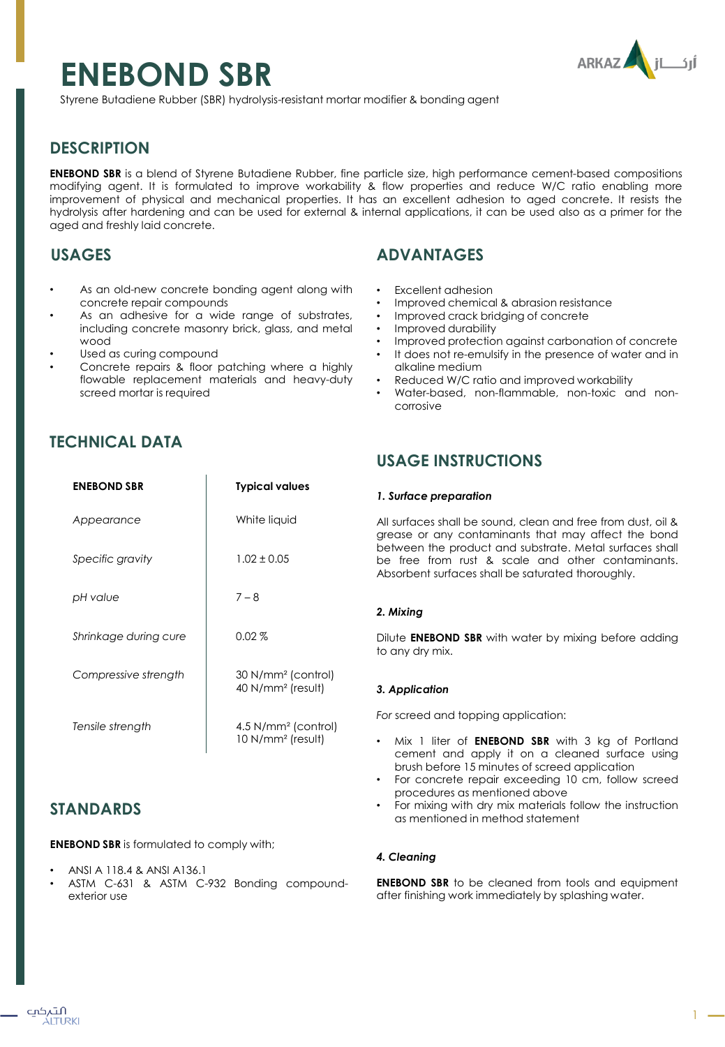# ENEBOND SBR

Styrene Butadiene Rubber (SBR) hydrolysis-resistant mortar modifier & bonding agent

## DESCRIPTION

**ENEBOND SBR** is a blend of Styrene Butadiene Rubber, fine particle size, high performance cement-based compositions modifying agent. It is formulated to improve workability & flow properties and reduce W/C ratio enabling more improvement of physical and mechanical properties. It has an excellent adhesion to aged concrete. It resists the hydrolysis after hardening and can be used for external & internal applications, it can be used also as a primer for the aged and freshly laid concrete.

## USAGES

- As an old-new concrete bonding agent along with concrete repair compounds
- As an adhesive for a wide range of substrates, including concrete masonry brick, glass, and metal wood
- Used as curing compound
- Concrete repairs & floor patching where a highly flowable replacement materials and heavy-duty screed mortar is required

## ADVANTAGES

- Excellent adhesion
- Improved chemical & abrasion resistance
- Improved crack bridging of concrete
- Improved durability
- Improved protection against carbonation of concrete
- It does not re-emulsify in the presence of water and in alkaline medium
- Reduced W/C ratio and improved workability
- Water-based, non-flammable, non-toxic and non-corrosive

## TECHNICAL DATA

| ENEBOND SBR | Typical values |
|---|---|
| *Appearance* | White liquid |
| *Specific gravity* | 1.02 ± 0.05 |
| *pH value* | 7 – 8 |
| *Shrinkage during cure* | 0.02 % |
| *Compressive strength* | 30 N/mm² (control)<br>40 N/mm² (result) |
| *Tensile strength* | 4.5 N/mm² (control)<br>10 N/mm² (result) |

## STANDARDS

**ENEBOND SBR** is formulated to comply with;

- ANSI A 118.4 & ANSI A136.1
- ASTM C-631 & ASTM C-932 Bonding compound-exterior use

## USAGE INSTRUCTIONS

### *1. Surface preparation*

All surfaces shall be sound, clean and free from dust, oil & grease or any contaminants that may affect the bond between the product and substrate. Metal surfaces shall be free from rust & scale and other contaminants. Absorbent surfaces shall be saturated thoroughly.

### *2. Mixing*

Dilute **ENEBOND SBR** with water by mixing before adding to any dry mix.

### *3. Application*

*For* screed and topping application:

- Mix 1 liter of **ENEBOND SBR** with 3 kg of Portland cement and apply it on a cleaned surface using brush before 15 minutes of screed application
- For concrete repair exceeding 10 cm, follow screed procedures as mentioned above
- For mixing with dry mix materials follow the instruction as mentioned in method statement

### *4. Cleaning*

**ENEBOND SBR** to be cleaned from tools and equipment after finishing work immediately by splashing water.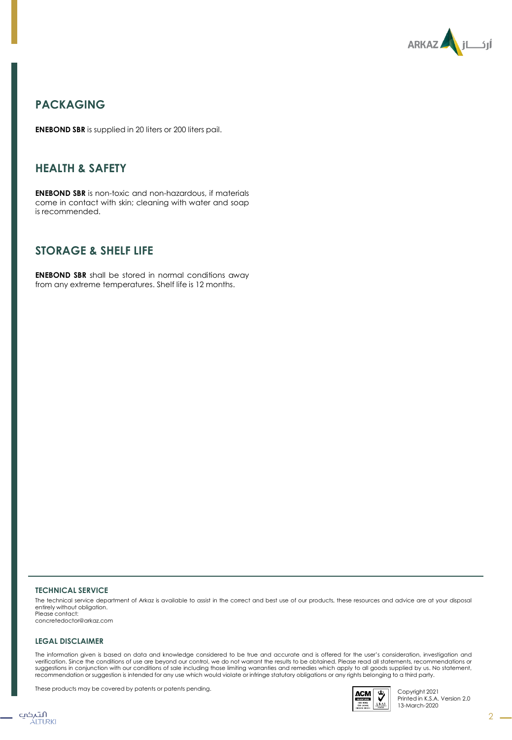## PACKAGING

**ENEBOND SBR** is supplied in 20 liters or 200 liters pail.

## HEALTH & SAFETY

**ENEBOND SBR** is non-toxic and non-hazardous, if materials come in contact with skin; cleaning with water and soap is recommended.

## STORAGE & SHELF LIFE

**ENEBOND SBR** shall be stored in normal conditions away from any extreme temperatures. Shelf life is 12 months.

### TECHNICAL SERVICE

The technical service department of Arkaz is available to assist in the correct and best use of our products, these resources and advice are at your disposal entirely without obligation.
Please contact:
concretedoctor@arkaz.com

### LEGAL DISCLAIMER

The information given is based on data and knowledge considered to be true and accurate and is offered for the user's consideration, investigation and verification. Since the conditions of use are beyond our control, we do not warrant the results to be obtained. Please read all statements, recommendations or suggestions in conjunction with our conditions of sale including those limiting warranties and remedies which apply to all goods supplied by us. No statement, recommendation or suggestion is intended for any use which would violate or infringe statutory obligations or any rights belonging to a third party.

These products may be covered by patents or patents pending.

Copyright 2021
Printed in K.S.A. Version 2.0
13-March-2020